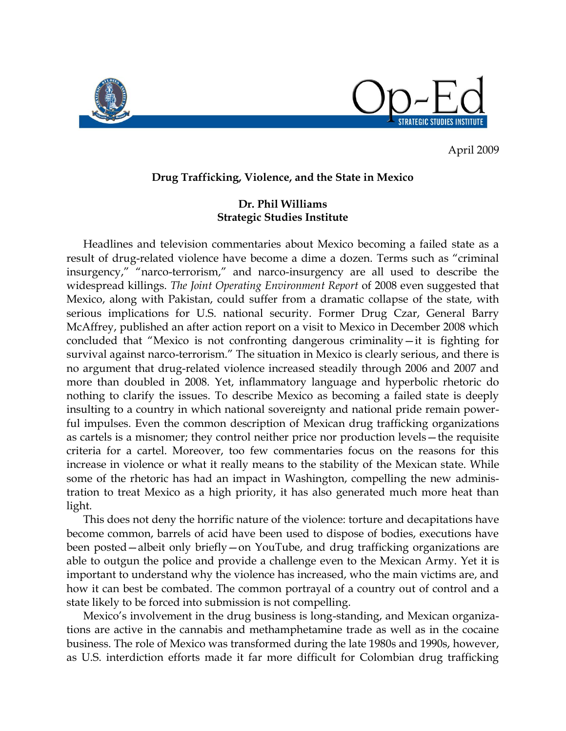April 2009

**Drug Trafficking, Violence, and the State in Mexico**

**Dr. Phil Williams**
**Strategic Studies Institute**

Headlines and television commentaries about Mexico becoming a failed state as a result of drug-related violence have become a dime a dozen. Terms such as "criminal insurgency," "narco-terrorism," and narco-insurgency are all used to describe the widespread killings. *The Joint Operating Environment Report* of 2008 even suggested that Mexico, along with Pakistan, could suffer from a dramatic collapse of the state, with serious implications for U.S. national security. Former Drug Czar, General Barry McAffrey, published an after action report on a visit to Mexico in December 2008 which concluded that "Mexico is not confronting dangerous criminality—it is fighting for survival against narco-terrorism." The situation in Mexico is clearly serious, and there is no argument that drug-related violence increased steadily through 2006 and 2007 and more than doubled in 2008. Yet, inflammatory language and hyperbolic rhetoric do nothing to clarify the issues. To describe Mexico as becoming a failed state is deeply insulting to a country in which national sovereignty and national pride remain powerful impulses. Even the common description of Mexican drug trafficking organizations as cartels is a misnomer; they control neither price nor production levels—the requisite criteria for a cartel. Moreover, too few commentaries focus on the reasons for this increase in violence or what it really means to the stability of the Mexican state. While some of the rhetoric has had an impact in Washington, compelling the new administration to treat Mexico as a high priority, it has also generated much more heat than light.

This does not deny the horrific nature of the violence: torture and decapitations have become common, barrels of acid have been used to dispose of bodies, executions have been posted—albeit only briefly—on YouTube, and drug trafficking organizations are able to outgun the police and provide a challenge even to the Mexican Army. Yet it is important to understand why the violence has increased, who the main victims are, and how it can best be combated. The common portrayal of a country out of control and a state likely to be forced into submission is not compelling.

Mexico's involvement in the drug business is long-standing, and Mexican organizations are active in the cannabis and methamphetamine trade as well as in the cocaine business. The role of Mexico was transformed during the late 1980s and 1990s, however, as U.S. interdiction efforts made it far more difficult for Colombian drug trafficking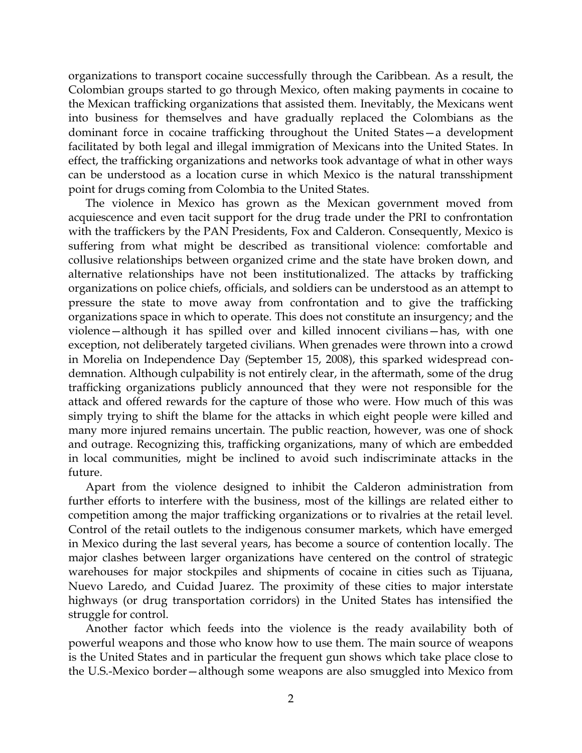organizations to transport cocaine successfully through the Caribbean. As a result, the Colombian groups started to go through Mexico, often making payments in cocaine to the Mexican trafficking organizations that assisted them. Inevitably, the Mexicans went into business for themselves and have gradually replaced the Colombians as the dominant force in cocaine trafficking throughout the United States—a development facilitated by both legal and illegal immigration of Mexicans into the United States. In effect, the trafficking organizations and networks took advantage of what in other ways can be understood as a location curse in which Mexico is the natural transshipment point for drugs coming from Colombia to the United States.

The violence in Mexico has grown as the Mexican government moved from acquiescence and even tacit support for the drug trade under the PRI to confrontation with the traffickers by the PAN Presidents, Fox and Calderon. Consequently, Mexico is suffering from what might be described as transitional violence: comfortable and collusive relationships between organized crime and the state have broken down, and alternative relationships have not been institutionalized. The attacks by trafficking organizations on police chiefs, officials, and soldiers can be understood as an attempt to pressure the state to move away from confrontation and to give the trafficking organizations space in which to operate. This does not constitute an insurgency; and the violence—although it has spilled over and killed innocent civilians—has, with one exception, not deliberately targeted civilians. When grenades were thrown into a crowd in Morelia on Independence Day (September 15, 2008), this sparked widespread condemnation. Although culpability is not entirely clear, in the aftermath, some of the drug trafficking organizations publicly announced that they were not responsible for the attack and offered rewards for the capture of those who were. How much of this was simply trying to shift the blame for the attacks in which eight people were killed and many more injured remains uncertain. The public reaction, however, was one of shock and outrage. Recognizing this, trafficking organizations, many of which are embedded in local communities, might be inclined to avoid such indiscriminate attacks in the future.

Apart from the violence designed to inhibit the Calderon administration from further efforts to interfere with the business, most of the killings are related either to competition among the major trafficking organizations or to rivalries at the retail level. Control of the retail outlets to the indigenous consumer markets, which have emerged in Mexico during the last several years, has become a source of contention locally. The major clashes between larger organizations have centered on the control of strategic warehouses for major stockpiles and shipments of cocaine in cities such as Tijuana, Nuevo Laredo, and Cuidad Juarez. The proximity of these cities to major interstate highways (or drug transportation corridors) in the United States has intensified the struggle for control.

Another factor which feeds into the violence is the ready availability both of powerful weapons and those who know how to use them. The main source of weapons is the United States and in particular the frequent gun shows which take place close to the U.S.-Mexico border—although some weapons are also smuggled into Mexico from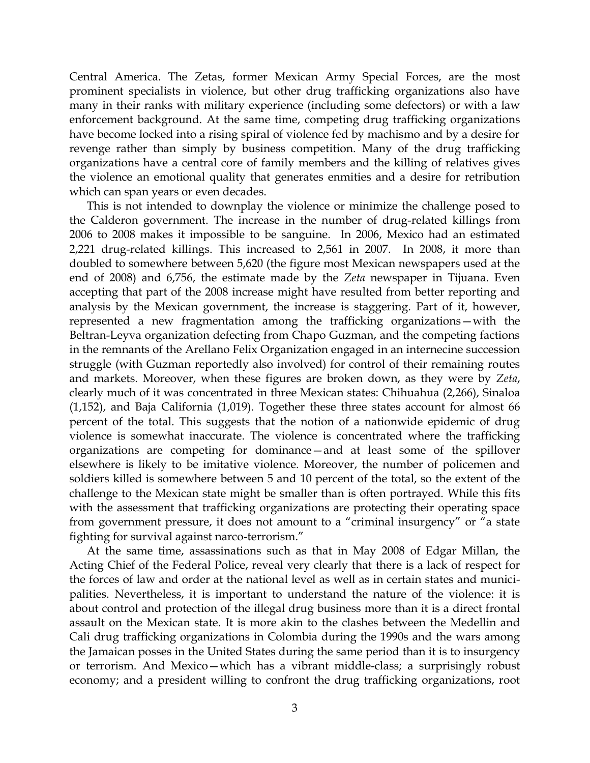Central America. The Zetas, former Mexican Army Special Forces, are the most prominent specialists in violence, but other drug trafficking organizations also have many in their ranks with military experience (including some defectors) or with a law enforcement background. At the same time, competing drug trafficking organizations have become locked into a rising spiral of violence fed by machismo and by a desire for revenge rather than simply by business competition. Many of the drug trafficking organizations have a central core of family members and the killing of relatives gives the violence an emotional quality that generates enmities and a desire for retribution which can span years or even decades.

This is not intended to downplay the violence or minimize the challenge posed to the Calderon government. The increase in the number of drug-related killings from 2006 to 2008 makes it impossible to be sanguine. In 2006, Mexico had an estimated 2,221 drug-related killings. This increased to 2,561 in 2007. In 2008, it more than doubled to somewhere between 5,620 (the figure most Mexican newspapers used at the end of 2008) and 6,756, the estimate made by the *Zeta* newspaper in Tijuana. Even accepting that part of the 2008 increase might have resulted from better reporting and analysis by the Mexican government, the increase is staggering. Part of it, however, represented a new fragmentation among the trafficking organizations—with the Beltran-Leyva organization defecting from Chapo Guzman, and the competing factions in the remnants of the Arellano Felix Organization engaged in an internecine succession struggle (with Guzman reportedly also involved) for control of their remaining routes and markets. Moreover, when these figures are broken down, as they were by *Zeta*, clearly much of it was concentrated in three Mexican states: Chihuahua (2,266), Sinaloa (1,152), and Baja California (1,019). Together these three states account for almost 66 percent of the total. This suggests that the notion of a nationwide epidemic of drug violence is somewhat inaccurate. The violence is concentrated where the trafficking organizations are competing for dominance—and at least some of the spillover elsewhere is likely to be imitative violence. Moreover, the number of policemen and soldiers killed is somewhere between 5 and 10 percent of the total, so the extent of the challenge to the Mexican state might be smaller than is often portrayed. While this fits with the assessment that trafficking organizations are protecting their operating space from government pressure, it does not amount to a "criminal insurgency" or "a state fighting for survival against narco-terrorism."

At the same time, assassinations such as that in May 2008 of Edgar Millan, the Acting Chief of the Federal Police, reveal very clearly that there is a lack of respect for the forces of law and order at the national level as well as in certain states and municipalities. Nevertheless, it is important to understand the nature of the violence: it is about control and protection of the illegal drug business more than it is a direct frontal assault on the Mexican state. It is more akin to the clashes between the Medellin and Cali drug trafficking organizations in Colombia during the 1990s and the wars among the Jamaican posses in the United States during the same period than it is to insurgency or terrorism. And Mexico—which has a vibrant middle-class; a surprisingly robust economy; and a president willing to confront the drug trafficking organizations, root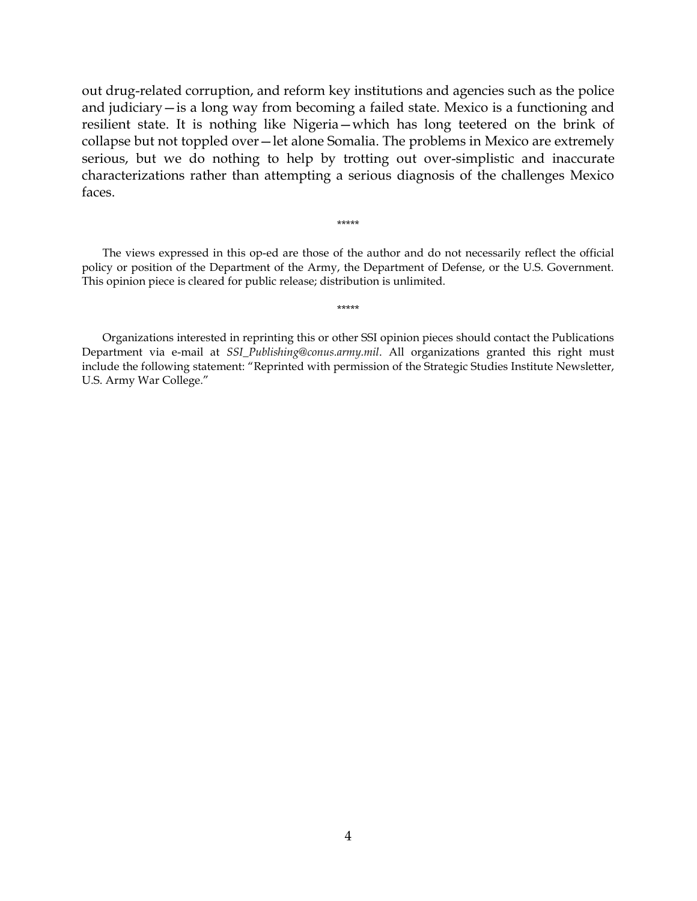out drug-related corruption, and reform key institutions and agencies such as the police and judiciary—is a long way from becoming a failed state. Mexico is a functioning and resilient state. It is nothing like Nigeria—which has long teetered on the brink of collapse but not toppled over—let alone Somalia. The problems in Mexico are extremely serious, but we do nothing to help by trotting out over-simplistic and inaccurate characterizations rather than attempting a serious diagnosis of the challenges Mexico faces.

*****

The views expressed in this op-ed are those of the author and do not necessarily reflect the official policy or position of the Department of the Army, the Department of Defense, or the U.S. Government. This opinion piece is cleared for public release; distribution is unlimited.

*****

Organizations interested in reprinting this or other SSI opinion pieces should contact the Publications Department via e-mail at *SSI_Publishing@conus.army.mil*. All organizations granted this right must include the following statement: "Reprinted with permission of the Strategic Studies Institute Newsletter, U.S. Army War College."